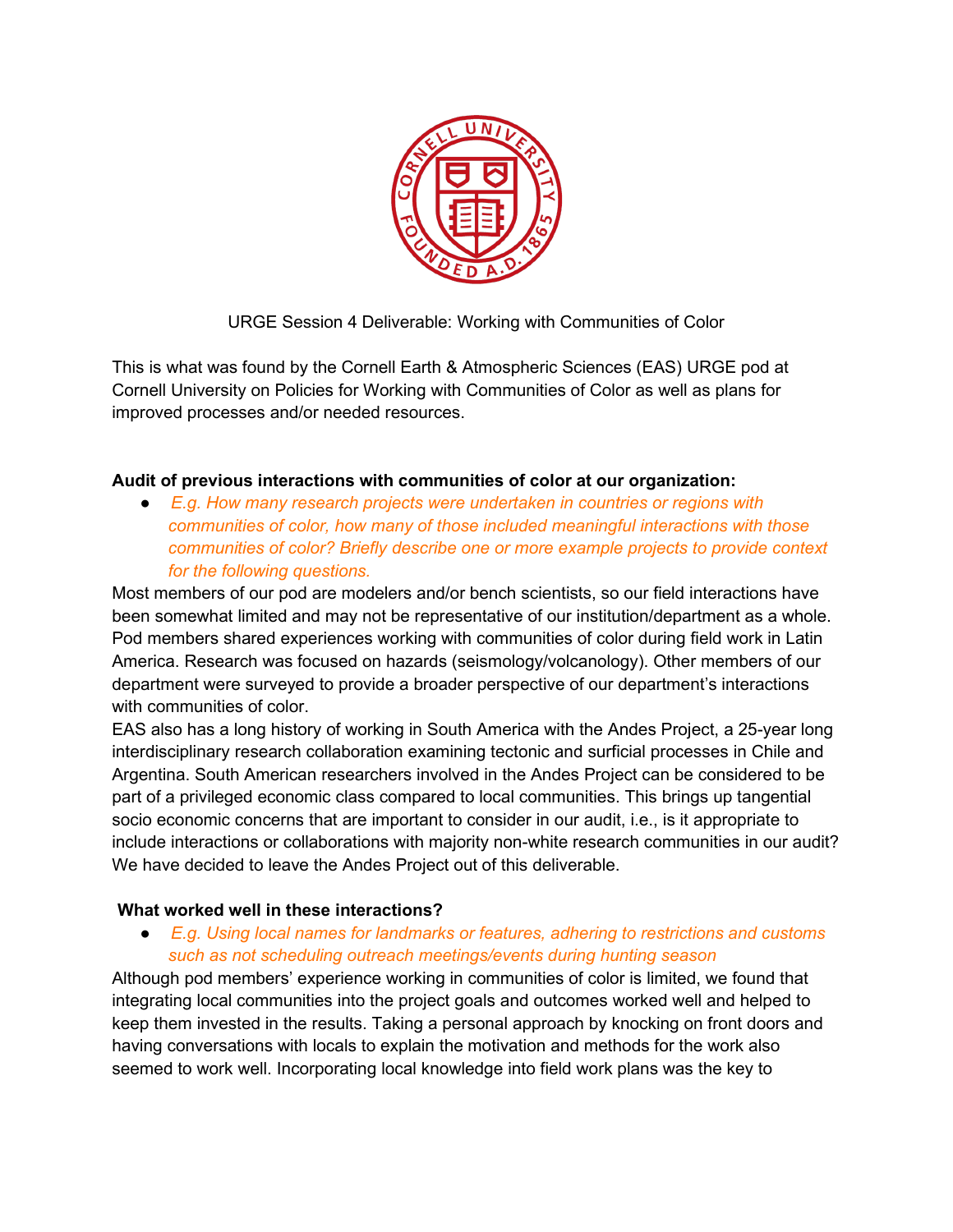URGE Session 4 Deliverable: Working with Communities of Color

This is what was found by the Cornell Earth & Atmospheric Sciences (EAS) URGE pod at Cornell University on Policies for Working with Communities of Color as well as plans for improved processes and/or needed resources.

**Audit of previous interactions with communities of color at our organization:**

- *E.g. How many research projects were undertaken in countries or regions with communities of color, how many of those included meaningful interactions with those communities of color? Briefly describe one or more example projects to provide context for the following questions.*

Most members of our pod are modelers and/or bench scientists, so our field interactions have been somewhat limited and may not be representative of our institution/department as a whole. Pod members shared experiences working with communities of color during field work in Latin America. Research was focused on hazards (seismology/volcanology). Other members of our department were surveyed to provide a broader perspective of our department's interactions with communities of color.

EAS also has a long history of working in South America with the Andes Project, a 25-year long interdisciplinary research collaboration examining tectonic and surficial processes in Chile and Argentina. South American researchers involved in the Andes Project can be considered to be part of a privileged economic class compared to local communities. This brings up tangential socio economic concerns that are important to consider in our audit, i.e., is it appropriate to include interactions or collaborations with majority non-white research communities in our audit? We have decided to leave the Andes Project out of this deliverable.

**What worked well in these interactions?**

- *E.g. Using local names for landmarks or features, adhering to restrictions and customs such as not scheduling outreach meetings/events during hunting season*

Although pod members' experience working in communities of color is limited, we found that integrating local communities into the project goals and outcomes worked well and helped to keep them invested in the results. Taking a personal approach by knocking on front doors and having conversations with locals to explain the motivation and methods for the work also seemed to work well. Incorporating local knowledge into field work plans was the key to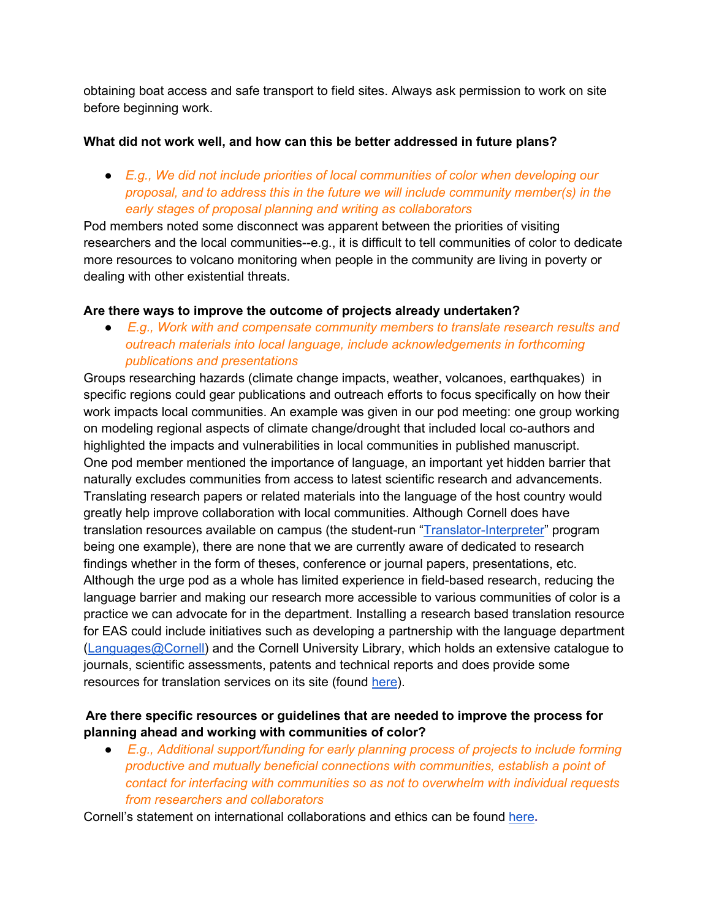obtaining boat access and safe transport to field sites. Always ask permission to work on site before beginning work.

**What did not work well, and how can this be better addressed in future plans?**

- *E.g., We did not include priorities of local communities of color when developing our proposal, and to address this in the future we will include community member(s) in the early stages of proposal planning and writing as collaborators*

Pod members noted some disconnect was apparent between the priorities of visiting researchers and the local communities--e.g., it is difficult to tell communities of color to dedicate more resources to volcano monitoring when people in the community are living in poverty or dealing with other existential threats.

**Are there ways to improve the outcome of projects already undertaken?**

- *E.g., Work with and compensate community members to translate research results and outreach materials into local language, include acknowledgements in forthcoming publications and presentations*

Groups researching hazards (climate change impacts, weather, volcanoes, earthquakes) in specific regions could gear publications and outreach efforts to focus specifically on how their work impacts local communities. An example was given in our pod meeting: one group working on modeling regional aspects of climate change/drought that included local co-authors and highlighted the impacts and vulnerabilities in local communities in published manuscript. One pod member mentioned the importance of language, an important yet hidden barrier that naturally excludes communities from access to latest scientific research and advancements. Translating research papers or related materials into the language of the host country would greatly help improve collaboration with local communities. Although Cornell does have translation resources available on campus (the student-run "Translator-Interpreter" program being one example), there are none that we are currently aware of dedicated to research findings whether in the form of theses, conference or journal papers, presentations, etc. Although the urge pod as a whole has limited experience in field-based research, reducing the language barrier and making our research more accessible to various communities of color is a practice we can advocate for in the department. Installing a research based translation resource for EAS could include initiatives such as developing a partnership with the language department (Languages@Cornell) and the Cornell University Library, which holds an extensive catalogue to journals, scientific assessments, patents and technical reports and does provide some resources for translation services on its site (found here).

**Are there specific resources or guidelines that are needed to improve the process for planning ahead and working with communities of color?**

- *E.g., Additional support/funding for early planning process of projects to include forming productive and mutually beneficial connections with communities, establish a point of contact for interfacing with communities so as not to overwhelm with individual requests from researchers and collaborators*

Cornell's statement on international collaborations and ethics can be found here.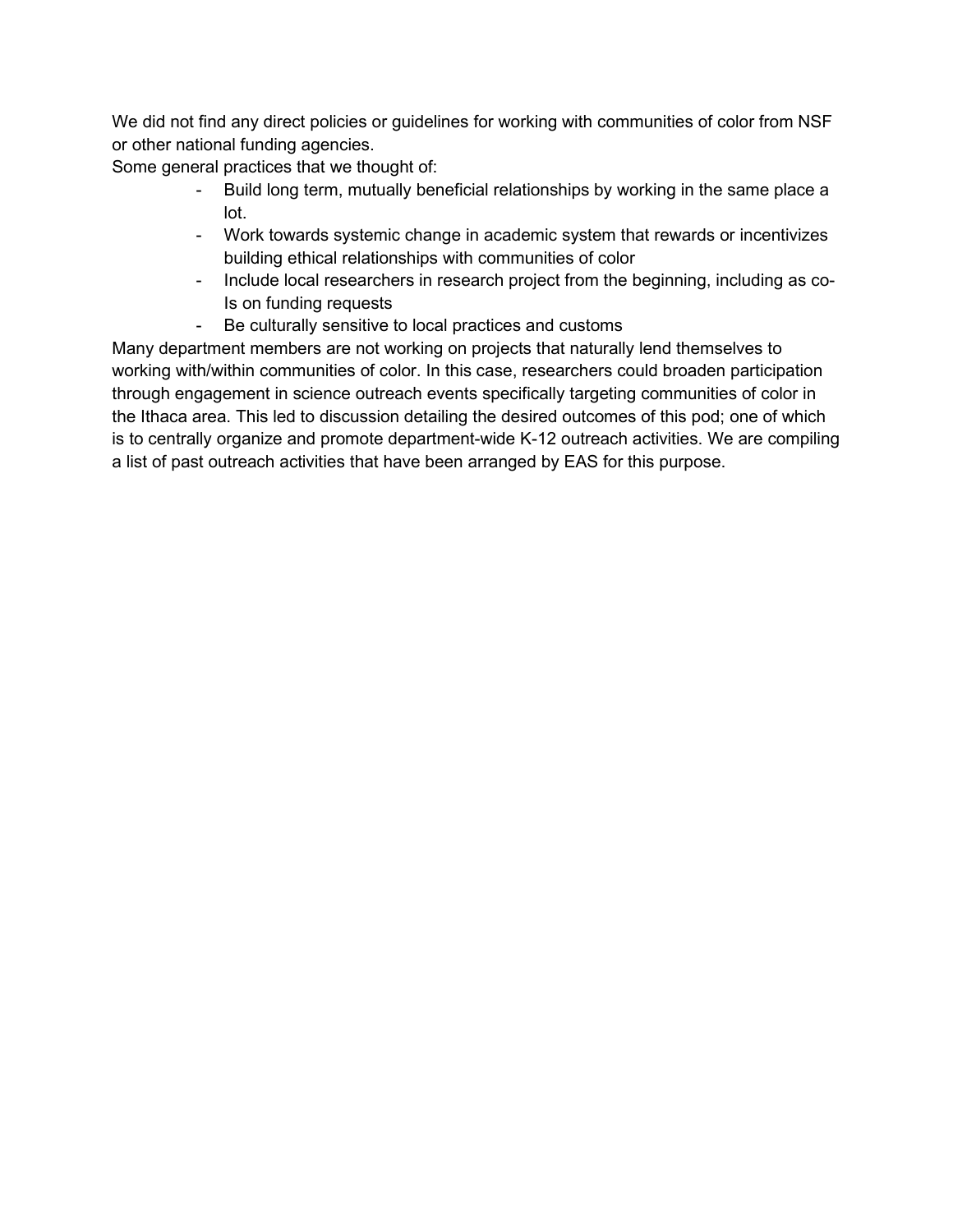We did not find any direct policies or guidelines for working with communities of color from NSF or other national funding agencies.

Some general practices that we thought of:

- Build long term, mutually beneficial relationships by working in the same place a lot.
- Work towards systemic change in academic system that rewards or incentivizes building ethical relationships with communities of color
- Include local researchers in research project from the beginning, including as co-Is on funding requests
- Be culturally sensitive to local practices and customs

Many department members are not working on projects that naturally lend themselves to working with/within communities of color. In this case, researchers could broaden participation through engagement in science outreach events specifically targeting communities of color in the Ithaca area. This led to discussion detailing the desired outcomes of this pod; one of which is to centrally organize and promote department-wide K-12 outreach activities. We are compiling a list of past outreach activities that have been arranged by EAS for this purpose.